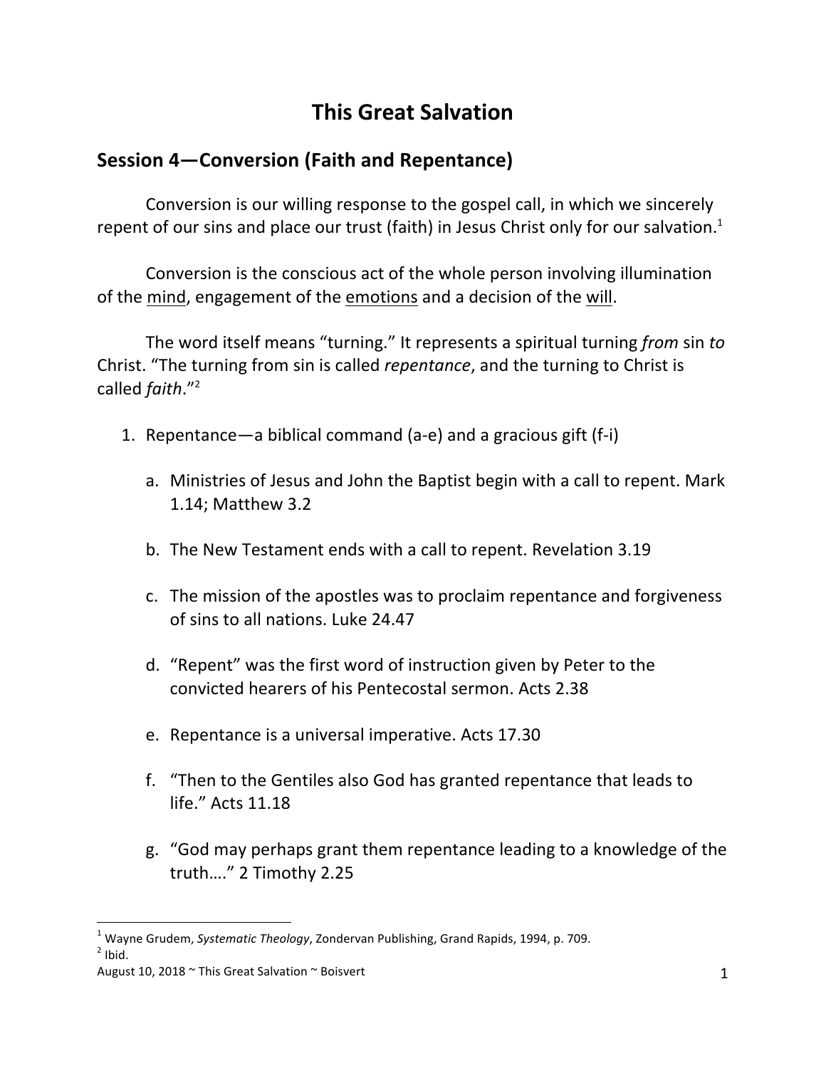# This Great Salvation

## Session 4—Conversion (Faith and Repentance)

Conversion is our willing response to the gospel call, in which we sincerely repent of our sins and place our trust (faith) in Jesus Christ only for our salvation.[1]

Conversion is the conscious act of the whole person involving illumination of the <u>mind</u>, engagement of the <u>emotions</u> and a decision of the <u>will</u>.

The word itself means "turning." It represents a spiritual turning *from* sin *to* Christ. "The turning from sin is called *repentance*, and the turning to Christ is called *faith*."[2]

1. Repentance—a biblical command (a-e) and a gracious gift (f-i)

    a. Ministries of Jesus and John the Baptist begin with a call to repent. Mark 1.14; Matthew 3.2

    b. The New Testament ends with a call to repent. Revelation 3.19

    c. The mission of the apostles was to proclaim repentance and forgiveness of sins to all nations. Luke 24.47

    d. "Repent" was the first word of instruction given by Peter to the convicted hearers of his Pentecostal sermon. Acts 2.38

    e. Repentance is a universal imperative. Acts 17.30

    f. "Then to the Gentiles also God has granted repentance that leads to life." Acts 11.18

    g. "God may perhaps grant them repentance leading to a knowledge of the truth…." 2 Timothy 2.25

---

[1] Wayne Grudem, *Systematic Theology*, Zondervan Publishing, Grand Rapids, 1994, p. 709.

[2] Ibid.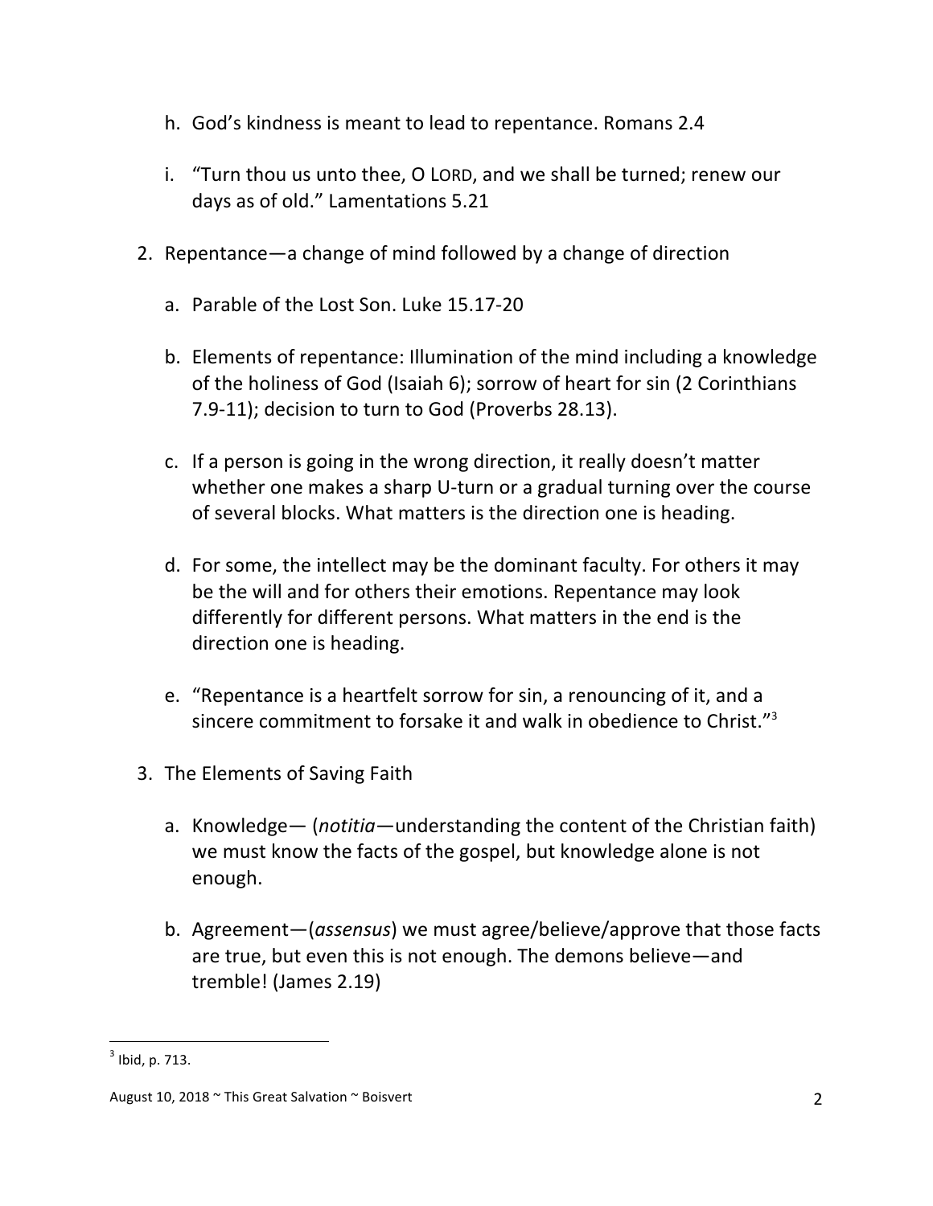h. God's kindness is meant to lead to repentance. Romans 2.4

i. "Turn thou us unto thee, O LORD, and we shall be turned; renew our days as of old." Lamentations 5.21

2. Repentance—a change of mind followed by a change of direction

   a. Parable of the Lost Son. Luke 15.17-20

   b. Elements of repentance: Illumination of the mind including a knowledge of the holiness of God (Isaiah 6); sorrow of heart for sin (2 Corinthians 7.9-11); decision to turn to God (Proverbs 28.13).

   c. If a person is going in the wrong direction, it really doesn't matter whether one makes a sharp U-turn or a gradual turning over the course of several blocks. What matters is the direction one is heading.

   d. For some, the intellect may be the dominant faculty. For others it may be the will and for others their emotions. Repentance may look differently for different persons. What matters in the end is the direction one is heading.

   e. "Repentance is a heartfelt sorrow for sin, a renouncing of it, and a sincere commitment to forsake it and walk in obedience to Christ."[3]

3. The Elements of Saving Faith

   a. Knowledge— (*notitia*—understanding the content of the Christian faith) we must know the facts of the gospel, but knowledge alone is not enough.

   b. Agreement—(*assensus*) we must agree/believe/approve that those facts are true, but even this is not enough. The demons believe—and tremble! (James 2.19)

---

[3] Ibid, p. 713.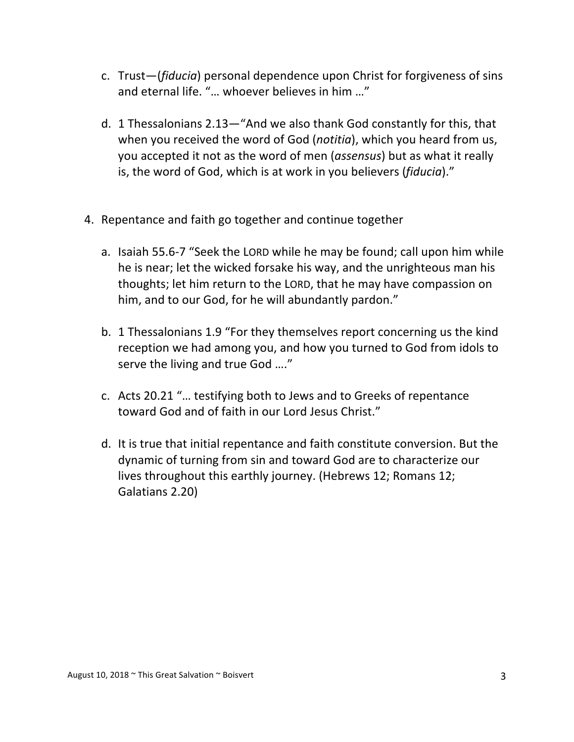c. Trust—(*fiducia*) personal dependence upon Christ for forgiveness of sins and eternal life. "… whoever believes in him …"

d. 1 Thessalonians 2.13—"And we also thank God constantly for this, that when you received the word of God (*notitia*), which you heard from us, you accepted it not as the word of men (*assensus*) but as what it really is, the word of God, which is at work in you believers (*fiducia*)."

4. Repentance and faith go together and continue together

   a. Isaiah 55.6-7 "Seek the LORD while he may be found; call upon him while he is near; let the wicked forsake his way, and the unrighteous man his thoughts; let him return to the LORD, that he may have compassion on him, and to our God, for he will abundantly pardon."

   b. 1 Thessalonians 1.9 "For they themselves report concerning us the kind reception we had among you, and how you turned to God from idols to serve the living and true God …."

   c. Acts 20.21 "… testifying both to Jews and to Greeks of repentance toward God and of faith in our Lord Jesus Christ."

   d. It is true that initial repentance and faith constitute conversion. But the dynamic of turning from sin and toward God are to characterize our lives throughout this earthly journey. (Hebrews 12; Romans 12; Galatians 2.20)